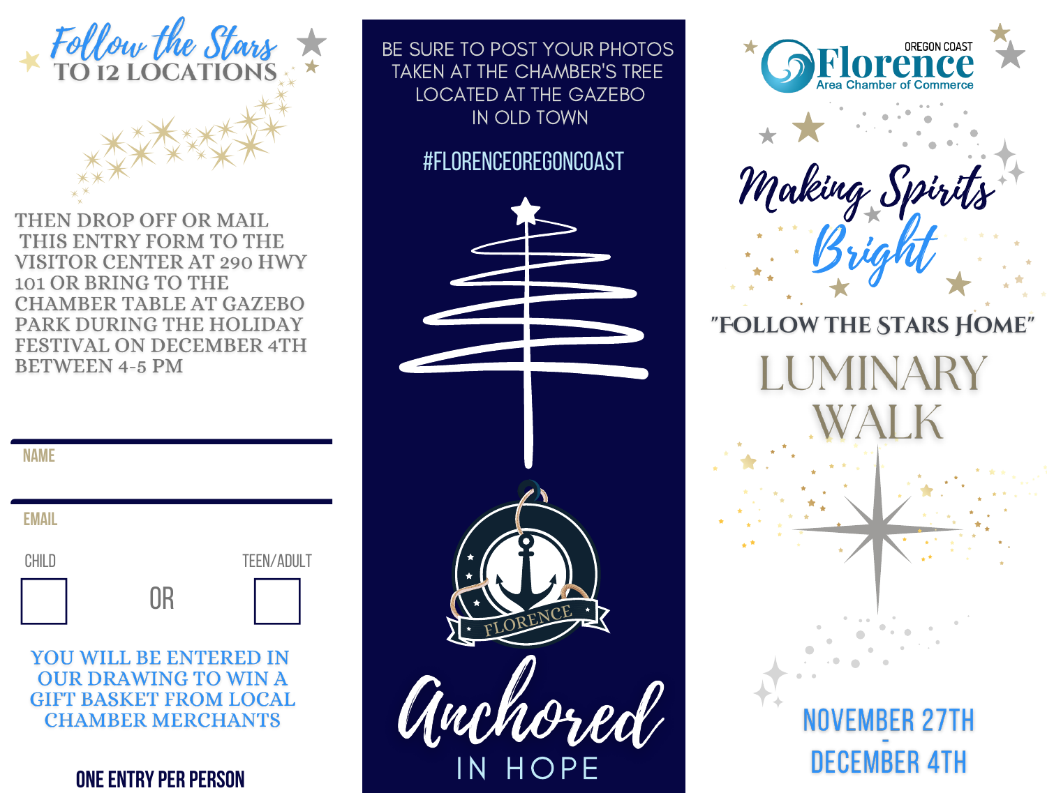## Follow the Stars TO 12 LOCATIONS

THEN DROP OFF OR MAIL THIS ENTRY FORM TO THE VISITOR CENTER AT 290 HWY 101 OR BRING TO THE CHAMBER TABLE AT GAZEBO PARK DURING THE HOLIDAY FESTIVAL ON DECEMBER 4TH BETWEEN 4-5 PM

NAME

EMAIL

CHILD ☐ OR TEEN/ADULT ☐

YOU WILL BE ENTERED IN OUR DRAWING TO WIN A GIFT BASKET FROM LOCAL CHAMBER MERCHANTS

**ONE ENTRY PER PERSON**

BE SURE TO POST YOUR PHOTOS TAKEN AT THE CHAMBER'S TREE LOCATED AT THE GAZEBO IN OLD TOWN

#FLORENCEOREGONCOAST

FLORENCE

# Anchored IN HOPE

OREGON COAST Florence Area Chamber of Commerce

# Making Spirits Bright

"FOLLOW THE STARS HOME"

# LUMINARY WALK

NOVEMBER 27TH - DECEMBER 4TH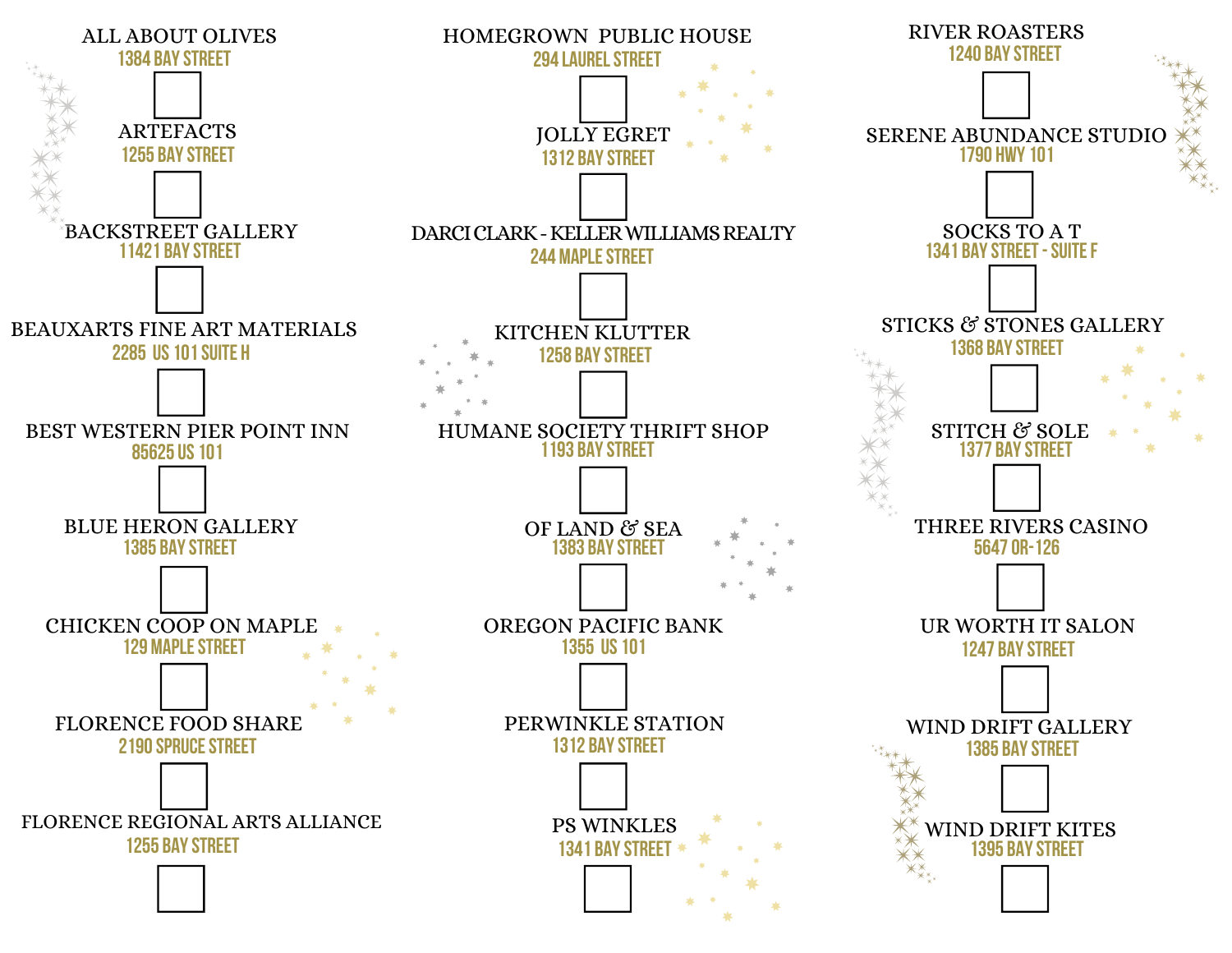ALL ABOUT OLIVES
1384 BAY STREET

☐

ARTEFACTS
1255 BAY STREET

☐

BACKSTREET GALLERY
11421 BAY STREET

☐

BEAUXARTS FINE ART MATERIALS
2285 US 101 SUITE H

☐

BEST WESTERN PIER POINT INN
85625 US 101

☐

BLUE HERON GALLERY
1385 BAY STREET

☐

CHICKEN COOP ON MAPLE
129 MAPLE STREET

☐

FLORENCE FOOD SHARE
2190 SPRUCE STREET

☐

FLORENCE REGIONAL ARTS ALLIANCE
1255 BAY STREET

☐

HOMEGROWN PUBLIC HOUSE
294 LAUREL STREET

☐

JOLLY EGRET
1312 BAY STREET

☐

DARCI CLARK - KELLER WILLIAMS REALTY
244 MAPLE STREET

☐

KITCHEN KLUTTER
1258 BAY STREET

☐

HUMANE SOCIETY THRIFT SHOP
1193 BAY STREET

☐

OF LAND & SEA
1383 BAY STREET

☐

OREGON PACIFIC BANK
1355 US 101

☐

PERWINKLE STATION
1312 BAY STREET

☐

PS WINKLES
1341 BAY STREET

☐

RIVER ROASTERS
1240 BAY STREET

☐

SERENE ABUNDANCE STUDIO
1790 HWY 101

☐

SOCKS TO A T
1341 BAY STREET - SUITE F

☐

STICKS & STONES GALLERY
1368 BAY STREET

☐

STITCH & SOLE
1377 BAY STREET

☐

THREE RIVERS CASINO
5647 OR-126

☐

UR WORTH IT SALON
1247 BAY STREET

☐

WIND DRIFT GALLERY
1385 BAY STREET

☐

WIND DRIFT KITES
1395 BAY STREET

☐